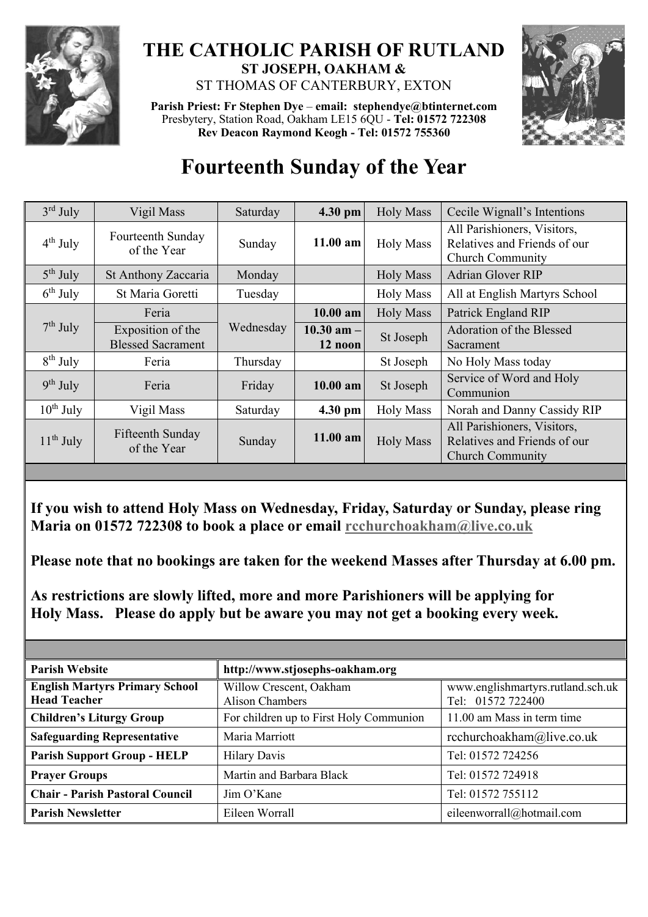# THE CATHOLIC PARISH OF RUTLAND

**ST JOSEPH, OAKHAM &**

ST THOMAS OF CANTERBURY, EXTON

**Parish Priest: Fr Stephen Dye** – **email: stephendye@btinternet.com**
Presbytery, Station Road, Oakham LE15 6QU - **Tel: 01572 722308**
**Rev Deacon Raymond Keogh - Tel: 01572 755360**

# Fourteenth Sunday of the Year

| | | | | | |
|---|---|---|---|---|---|
| 3rd July | Vigil Mass | Saturday | **4.30 pm** | Holy Mass | Cecile Wignall's Intentions |
| 4th July | Fourteenth Sunday of the Year | Sunday | **11.00 am** | Holy Mass | All Parishioners, Visitors, Relatives and Friends of our Church Community |
| 5th July | St Anthony Zaccaria | Monday | | Holy Mass | Adrian Glover RIP |
| 6th July | St Maria Goretti | Tuesday | | Holy Mass | All at English Martyrs School |
| 7th July | Feria | Wednesday | **10.00 am** | Holy Mass | Patrick England RIP |
| | Exposition of the Blessed Sacrament | | **10.30 am – 12 noon** | St Joseph | Adoration of the Blessed Sacrament |
| 8th July | Feria | Thursday | | St Joseph | No Holy Mass today |
| 9th July | Feria | Friday | **10.00 am** | St Joseph | Service of Word and Holy Communion |
| 10th July | Vigil Mass | Saturday | **4.30 pm** | Holy Mass | Norah and Danny Cassidy RIP |
| 11th July | Fifteenth Sunday of the Year | Sunday | **11.00 am** | Holy Mass | All Parishioners, Visitors, Relatives and Friends of our Church Community |

**If you wish to attend Holy Mass on Wednesday, Friday, Saturday or Sunday, please ring Maria on 01572 722308 to book a place or email rcchurchoakham@live.co.uk**

**Please note that no bookings are taken for the weekend Masses after Thursday at 6.00 pm.**

**As restrictions are slowly lifted, more and more Parishioners will be applying for Holy Mass. Please do apply but be aware you may not get a booking every week.**

| **Parish Website** | **http://www.stjosephs-oakham.org** | |
|---|---|---|
| **English Martyrs Primary School Head Teacher** | Willow Crescent, Oakham Alison Chambers | www.englishmartyrs.rutland.sch.uk Tel: 01572 722400 |
| **Children's Liturgy Group** | For children up to First Holy Communion | 11.00 am Mass in term time |
| **Safeguarding Representative** | Maria Marriott | rcchurchoakham@live.co.uk |
| **Parish Support Group - HELP** | Hilary Davis | Tel: 01572 724256 |
| **Prayer Groups** | Martin and Barbara Black | Tel: 01572 724918 |
| **Chair - Parish Pastoral Council** | Jim O'Kane | Tel: 01572 755112 |
| **Parish Newsletter** | Eileen Worrall | eileenworrall@hotmail.com |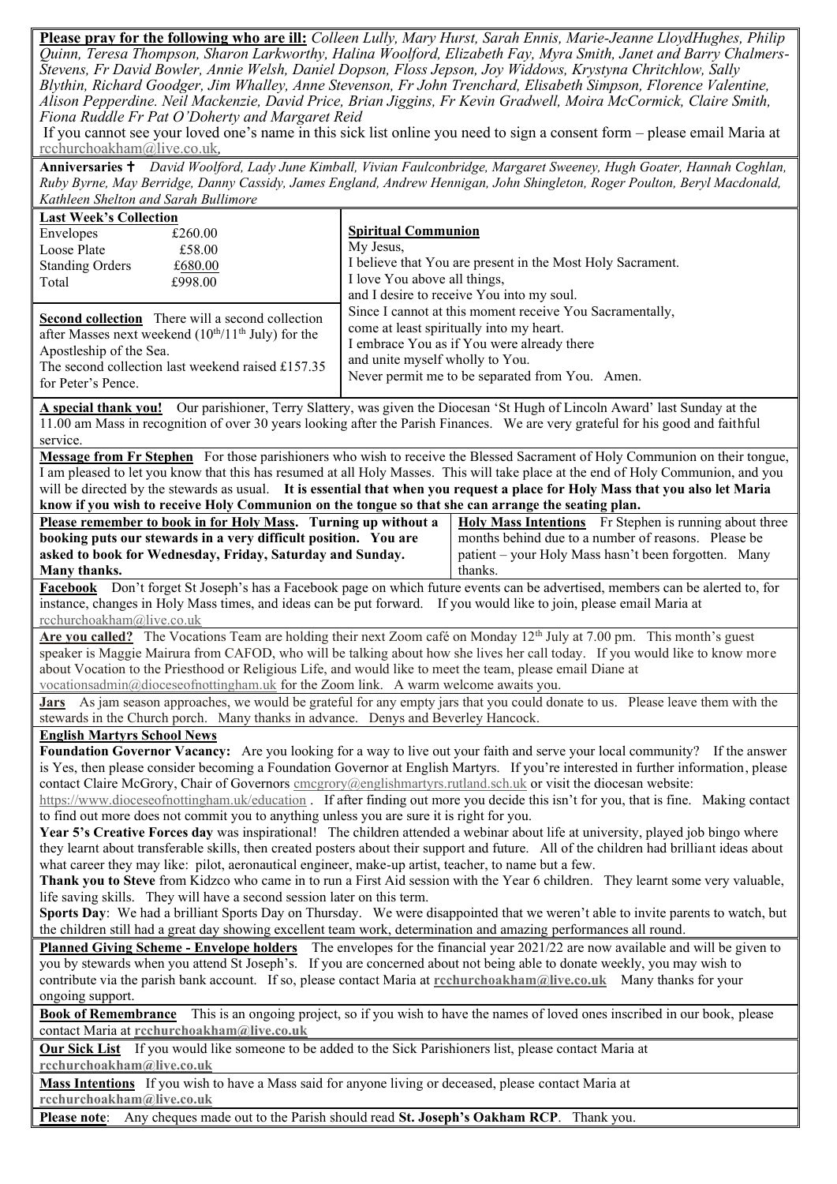**Please pray for the following who are ill:** *Colleen Lully, Mary Hurst, Sarah Ennis, Marie-Jeanne LloydHughes, Philip Quinn, Teresa Thompson, Sharon Larkworthy, Halina Woolford, Elizabeth Fay, Myra Smith, Janet and Barry Chalmers-Stevens, Fr David Bowler, Annie Welsh, Daniel Dopson, Floss Jepson, Joy Widdows, Krystyna Chritchlow, Sally Blythin, Richard Goodger, Jim Whalley, Anne Stevenson, Fr John Trenchard, Elisabeth Simpson, Florence Valentine, Alison Pepperdine. Neil Mackenzie, David Price, Brian Jiggins, Fr Kevin Gradwell, Moira McCormick, Claire Smith, Fiona Ruddle Fr Pat O'Doherty and Margaret Reid*

If you cannot see your loved one's name in this sick list online you need to sign a consent form – please email Maria at rcchurchoakham@live.co.uk,

**Anniversaries ✝** *David Woolford, Lady June Kimball, Vivian Faulconbridge, Margaret Sweeney, Hugh Goater, Hannah Coghlan, Ruby Byrne, May Berridge, Danny Cassidy, James England, Andrew Hennigan, John Shingleton, Roger Poulton, Beryl Macdonald, Kathleen Shelton and Sarah Bullimore*

**Last Week's Collection**

| | |
|---|---|
| Envelopes | £260.00 |
| Loose Plate | £58.00 |
| Standing Orders | £680.00 |
| Total | £998.00 |

**Second collection** There will a second collection after Masses next weekend (10th/11th July) for the Apostleship of the Sea.
The second collection last weekend raised £157.35 for Peter's Pence.

**Spiritual Communion**
My Jesus,
I believe that You are present in the Most Holy Sacrament.
I love You above all things,
and I desire to receive You into my soul.
Since I cannot at this moment receive You Sacramentally,
come at least spiritually into my heart.
I embrace You as if You were already there
and unite myself wholly to You.
Never permit me to be separated from You. Amen.

**A special thank you!** Our parishioner, Terry Slattery, was given the Diocesan 'St Hugh of Lincoln Award' last Sunday at the 11.00 am Mass in recognition of over 30 years looking after the Parish Finances. We are very grateful for his good and faithful service.

**Message from Fr Stephen** For those parishioners who wish to receive the Blessed Sacrament of Holy Communion on their tongue, I am pleased to let you know that this has resumed at all Holy Masses. This will take place at the end of Holy Communion, and you will be directed by the stewards as usual. **It is essential that when you request a place for Holy Mass that you also let Maria know if you wish to receive Holy Communion on the tongue so that she can arrange the seating plan.**

**Please remember to book in for Holy Mass. Turning up without a booking puts our stewards in a very difficult position. You are asked to book for Wednesday, Friday, Saturday and Sunday. Many thanks.**

**Holy Mass Intentions** Fr Stephen is running about three months behind due to a number of reasons. Please be patient – your Holy Mass hasn't been forgotten. Many thanks.

**Facebook** Don't forget St Joseph's has a Facebook page on which future events can be advertised, members can be alerted to, for instance, changes in Holy Mass times, and ideas can be put forward. If you would like to join, please email Maria at rcchurchoakham@live.co.uk

**Are you called?** The Vocations Team are holding their next Zoom café on Monday 12th July at 7.00 pm. This month's guest speaker is Maggie Mairura from CAFOD, who will be talking about how she lives her call today. If you would like to know more about Vocation to the Priesthood or Religious Life, and would like to meet the team, please email Diane at vocationsadmin@dioceseofnottingham.uk for the Zoom link. A warm welcome awaits you.

**Jars** As jam season approaches, we would be grateful for any empty jars that you could donate to us. Please leave them with the stewards in the Church porch. Many thanks in advance. Denys and Beverley Hancock.

**English Martyrs School News**

**Foundation Governor Vacancy:** Are you looking for a way to live out your faith and serve your local community? If the answer is Yes, then please consider becoming a Foundation Governor at English Martyrs. If you're interested in further information, please contact Claire McGrory, Chair of Governors cmcgrory@englishmartyrs.rutland.sch.uk or visit the diocesan website: https://www.dioceseofnottingham.uk/education . If after finding out more you decide this isn't for you, that is fine. Making contact to find out more does not commit you to anything unless you are sure it is right for you.

**Year 5's Creative Forces day** was inspirational! The children attended a webinar about life at university, played job bingo where they learnt about transferable skills, then created posters about their support and future. All of the children had brilliant ideas about what career they may like: pilot, aeronautical engineer, make-up artist, teacher, to name but a few.

**Thank you to Steve** from Kidzco who came in to run a First Aid session with the Year 6 children. They learnt some very valuable, life saving skills. They will have a second session later on this term.

**Sports Day**: We had a brilliant Sports Day on Thursday. We were disappointed that we weren't able to invite parents to watch, but the children still had a great day showing excellent team work, determination and amazing performances all round.

**Planned Giving Scheme - Envelope holders** The envelopes for the financial year 2021/22 are now available and will be given to you by stewards when you attend St Joseph's. If you are concerned about not being able to donate weekly, you may wish to contribute via the parish bank account. If so, please contact Maria at **rcchurchoakham@live.co.uk** Many thanks for your ongoing support.

**Book of Remembrance** This is an ongoing project, so if you wish to have the names of loved ones inscribed in our book, please contact Maria at **rcchurchoakham@live.co.uk**

**Our Sick List** If you would like someone to be added to the Sick Parishioners list, please contact Maria at **rcchurchoakham@live.co.uk**

**Mass Intentions** If you wish to have a Mass said for anyone living or deceased, please contact Maria at **rcchurchoakham@live.co.uk**

**Please note**: Any cheques made out to the Parish should read **St. Joseph's Oakham RCP**. Thank you.